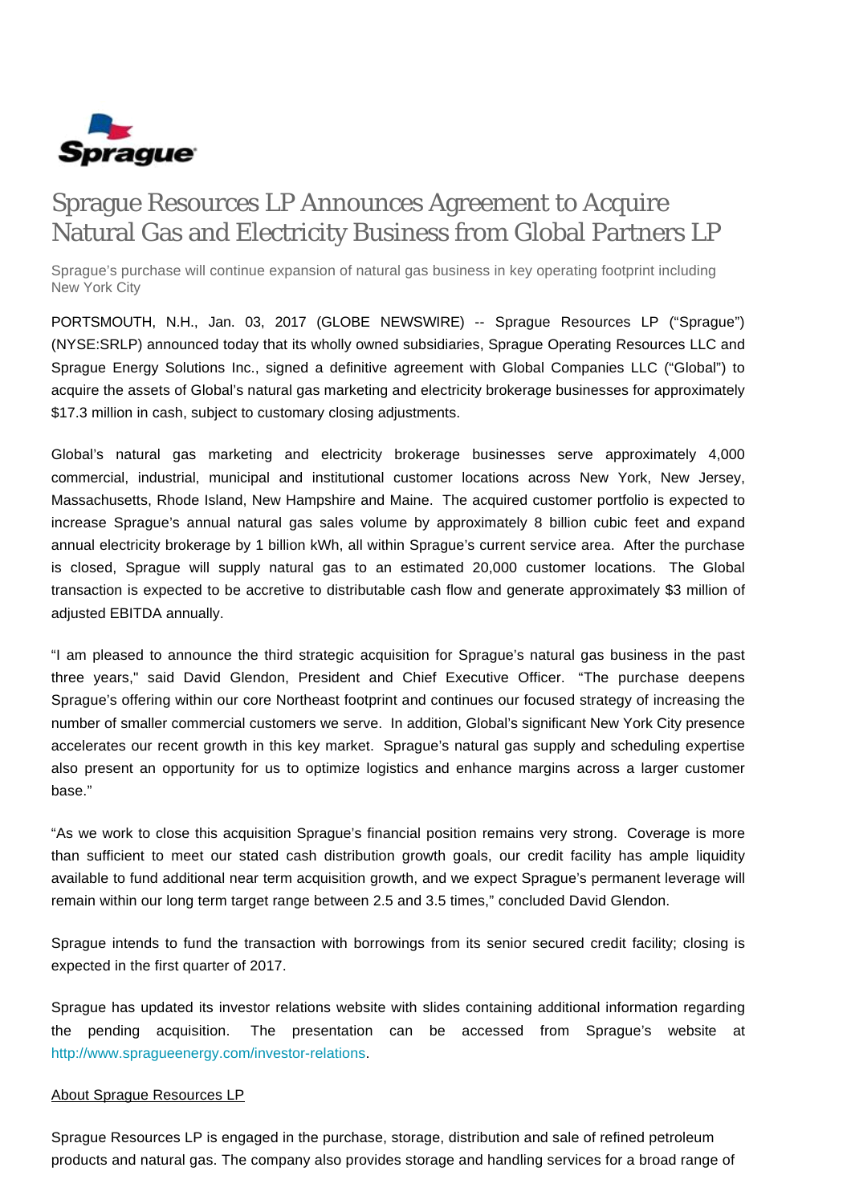# Sprague Resources LP Announces Agreement to Acquire Natural Gas and Electricity Business from Global Partners LP

Sprague's purchase will continue expansion of natural gas business in key operating footprint including New York City

PORTSMOUTH, N.H., Jan. 03, 2017 (GLOBE NEWSWIRE) -- Sprague Resources LP ("Sprague") (NYSE:SRLP) announced today that its wholly owned subsidiaries, Sprague Operating Resources LLC and Sprague Energy Solutions Inc., signed a definitive agreement with Global Companies LLC ("Global") to acquire the assets of Global's natural gas marketing and electricity brokerage businesses for approximately $17.3 million in cash, subject to customary closing adjustments.

Global's natural gas marketing and electricity brokerage businesses serve approximately 4,000 commercial, industrial, municipal and institutional customer locations across New York, New Jersey, Massachusetts, Rhode Island, New Hampshire and Maine. The acquired customer portfolio is expected to increase Sprague's annual natural gas sales volume by approximately 8 billion cubic feet and expand annual electricity brokerage by 1 billion kWh, all within Sprague's current service area. After the purchase is closed, Sprague will supply natural gas to an estimated 20,000 customer locations. The Global transaction is expected to be accretive to distributable cash flow and generate approximately $3 million of adjusted EBITDA annually.

"I am pleased to announce the third strategic acquisition for Sprague's natural gas business in the past three years," said David Glendon, President and Chief Executive Officer. "The purchase deepens Sprague's offering within our core Northeast footprint and continues our focused strategy of increasing the number of smaller commercial customers we serve. In addition, Global's significant New York City presence accelerates our recent growth in this key market. Sprague's natural gas supply and scheduling expertise also present an opportunity for us to optimize logistics and enhance margins across a larger customer base."

"As we work to close this acquisition Sprague's financial position remains very strong. Coverage is more than sufficient to meet our stated cash distribution growth goals, our credit facility has ample liquidity available to fund additional near term acquisition growth, and we expect Sprague's permanent leverage will remain within our long term target range between 2.5 and 3.5 times," concluded David Glendon.

Sprague intends to fund the transaction with borrowings from its senior secured credit facility; closing is expected in the first quarter of 2017.

Sprague has updated its investor relations website with slides containing additional information regarding the pending acquisition. The presentation can be accessed from Sprague's website at http://www.spragueenergy.com/investor-relations.

About Sprague Resources LP

Sprague Resources LP is engaged in the purchase, storage, distribution and sale of refined petroleum products and natural gas. The company also provides storage and handling services for a broad range of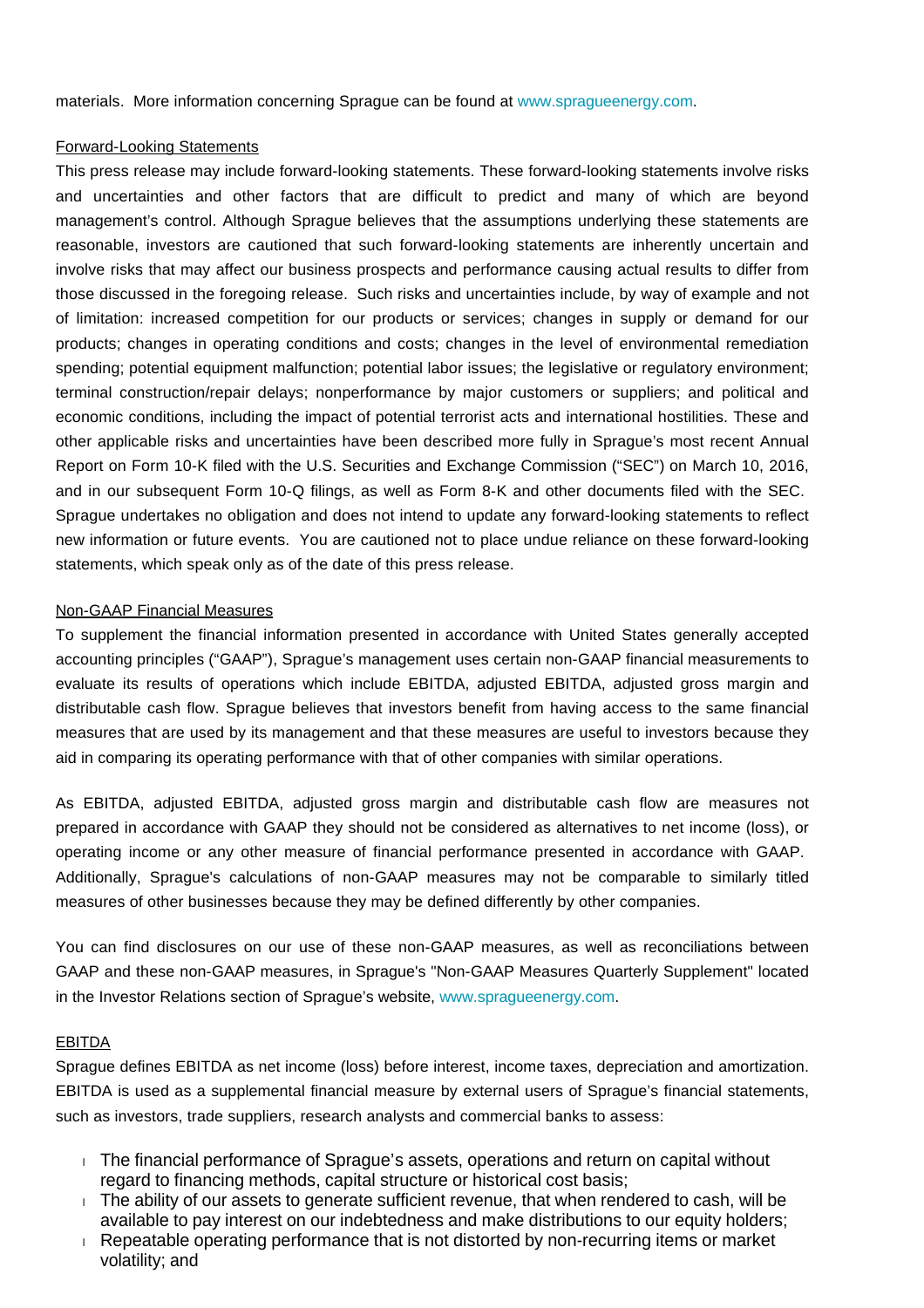materials.  More information concerning Sprague can be found at www.spragueenergy.com.

Forward-Looking Statements

This press release may include forward-looking statements. These forward-looking statements involve risks and uncertainties and other factors that are difficult to predict and many of which are beyond management's control. Although Sprague believes that the assumptions underlying these statements are reasonable, investors are cautioned that such forward-looking statements are inherently uncertain and involve risks that may affect our business prospects and performance causing actual results to differ from those discussed in the foregoing release.  Such risks and uncertainties include, by way of example and not of limitation: increased competition for our products or services; changes in supply or demand for our products; changes in operating conditions and costs; changes in the level of environmental remediation spending; potential equipment malfunction; potential labor issues; the legislative or regulatory environment; terminal construction/repair delays; nonperformance by major customers or suppliers; and political and economic conditions, including the impact of potential terrorist acts and international hostilities. These and other applicable risks and uncertainties have been described more fully in Sprague's most recent Annual Report on Form 10-K filed with the U.S. Securities and Exchange Commission ("SEC") on March 10, 2016, and in our subsequent Form 10-Q filings, as well as Form 8-K and other documents filed with the SEC.  Sprague undertakes no obligation and does not intend to update any forward-looking statements to reflect new information or future events.  You are cautioned not to place undue reliance on these forward-looking statements, which speak only as of the date of this press release.

Non-GAAP Financial Measures

To supplement the financial information presented in accordance with United States generally accepted accounting principles ("GAAP"), Sprague's management uses certain non-GAAP financial measurements to evaluate its results of operations which include EBITDA, adjusted EBITDA, adjusted gross margin and distributable cash flow. Sprague believes that investors benefit from having access to the same financial measures that are used by its management and that these measures are useful to investors because they aid in comparing its operating performance with that of other companies with similar operations.

As EBITDA, adjusted EBITDA, adjusted gross margin and distributable cash flow are measures not prepared in accordance with GAAP they should not be considered as alternatives to net income (loss), or operating income or any other measure of financial performance presented in accordance with GAAP.  Additionally, Sprague's calculations of non-GAAP measures may not be comparable to similarly titled measures of other businesses because they may be defined differently by other companies.

You can find disclosures on our use of these non-GAAP measures, as well as reconciliations between GAAP and these non-GAAP measures, in Sprague's "Non-GAAP Measures Quarterly Supplement" located in the Investor Relations section of Sprague's website, www.spragueenergy.com.

EBITDA

Sprague defines EBITDA as net income (loss) before interest, income taxes, depreciation and amortization. EBITDA is used as a supplemental financial measure by external users of Sprague's financial statements, such as investors, trade suppliers, research analysts and commercial banks to assess:

- The financial performance of Sprague's assets, operations and return on capital without regard to financing methods, capital structure or historical cost basis;
- The ability of our assets to generate sufficient revenue, that when rendered to cash, will be available to pay interest on our indebtedness and make distributions to our equity holders;
- Repeatable operating performance that is not distorted by non-recurring items or market volatility; and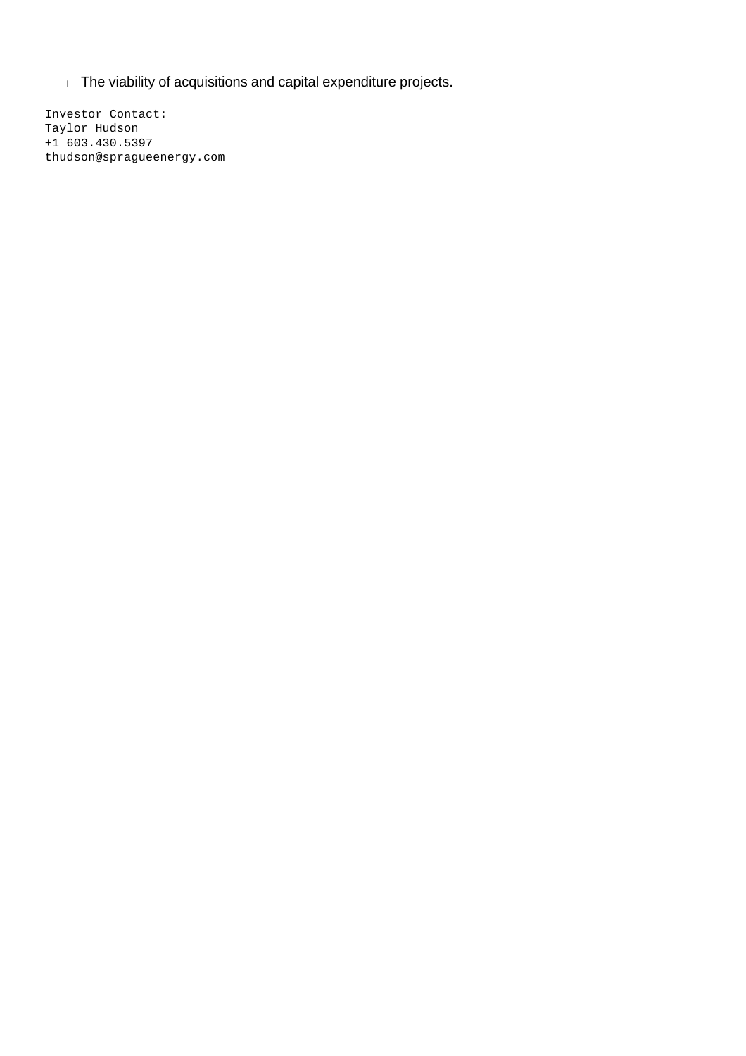- The viability of acquisitions and capital expenditure projects.

Investor Contact:
Taylor Hudson
+1 603.430.5397
thudson@spragueenergy.com